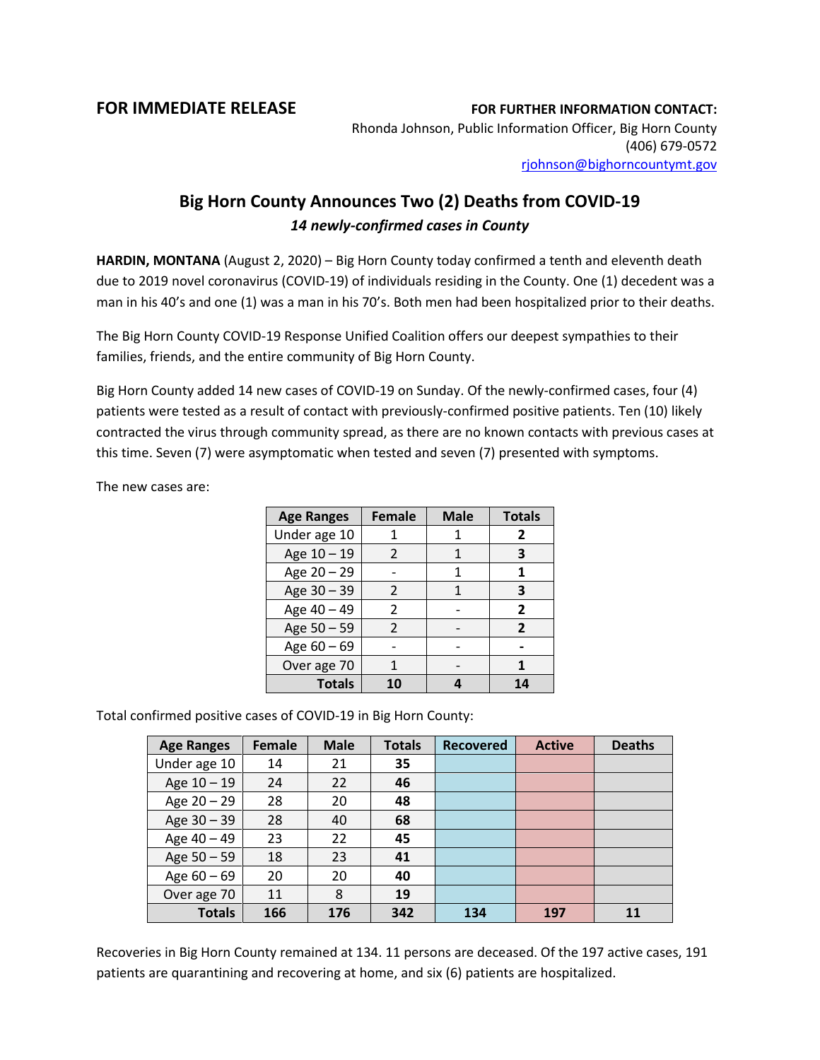**FOR IMMEDIATE RELEASE**

**FOR FURTHER INFORMATION CONTACT:**
Rhonda Johnson, Public Information Officer, Big Horn County
(406) 679-0572
rjohnson@bighorncountymt.gov

# Big Horn County Announces Two (2) Deaths from COVID-19

***14 newly-confirmed cases in County***

**HARDIN, MONTANA** (August 2, 2020) – Big Horn County today confirmed a tenth and eleventh death due to 2019 novel coronavirus (COVID-19) of individuals residing in the County. One (1) decedent was a man in his 40's and one (1) was a man in his 70's. Both men had been hospitalized prior to their deaths.

The Big Horn County COVID-19 Response Unified Coalition offers our deepest sympathies to their families, friends, and the entire community of Big Horn County.

Big Horn County added 14 new cases of COVID-19 on Sunday. Of the newly-confirmed cases, four (4) patients were tested as a result of contact with previously-confirmed positive patients. Ten (10) likely contracted the virus through community spread, as there are no known contacts with previous cases at this time. Seven (7) were asymptomatic when tested and seven (7) presented with symptoms.

The new cases are:

| Age Ranges | Female | Male | Totals |
|---|---|---|---|
| Under age 10 | 1 | 1 | **2** |
| Age 10 – 19 | 2 | 1 | **3** |
| Age 20 – 29 | - | 1 | **1** |
| Age 30 – 39 | 2 | 1 | **3** |
| Age 40 – 49 | 2 | - | **2** |
| Age 50 – 59 | 2 | - | **2** |
| Age 60 – 69 | - | - | **-** |
| Over age 70 | 1 | - | **1** |
| **Totals** | **10** | **4** | **14** |

Total confirmed positive cases of COVID-19 in Big Horn County:

| Age Ranges | Female | Male | Totals | Recovered | Active | Deaths |
|---|---|---|---|---|---|---|
| Under age 10 | 14 | 21 | **35** | | | |
| Age 10 – 19 | 24 | 22 | **46** | | | |
| Age 20 – 29 | 28 | 20 | **48** | | | |
| Age 30 – 39 | 28 | 40 | **68** | | | |
| Age 40 – 49 | 23 | 22 | **45** | | | |
| Age 50 – 59 | 18 | 23 | **41** | | | |
| Age 60 – 69 | 20 | 20 | **40** | | | |
| Over age 70 | 11 | 8 | **19** | | | |
| **Totals** | **166** | **176** | **342** | **134** | **197** | **11** |

Recoveries in Big Horn County remained at 134. 11 persons are deceased. Of the 197 active cases, 191 patients are quarantining and recovering at home, and six (6) patients are hospitalized.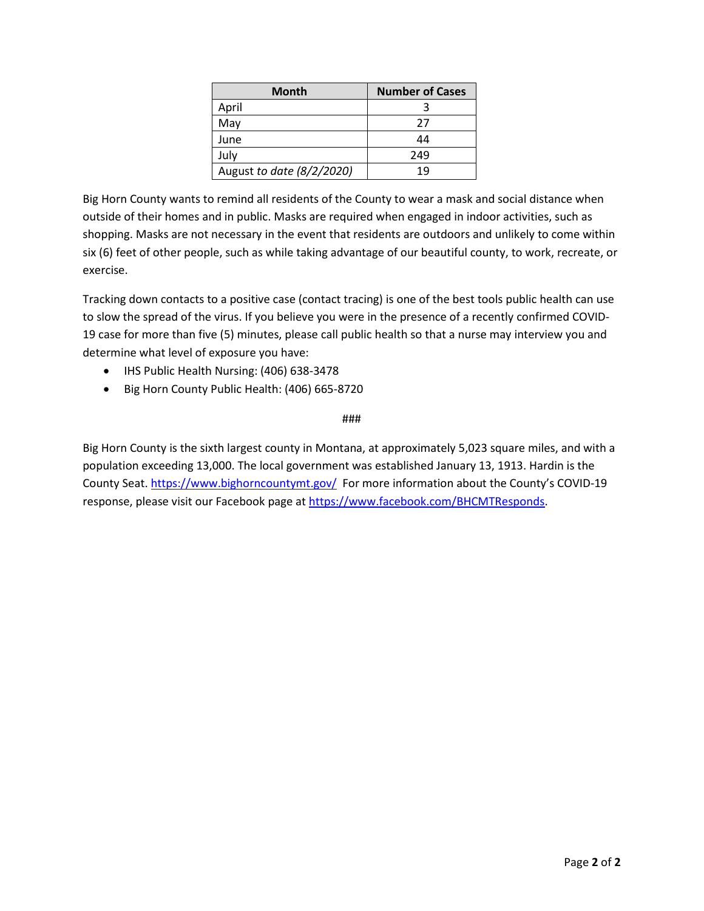| Month | Number of Cases |
|---|---|
| April | 3 |
| May | 27 |
| June | 44 |
| July | 249 |
| August *to date (8/2/2020)* | 19 |

Big Horn County wants to remind all residents of the County to wear a mask and social distance when outside of their homes and in public. Masks are required when engaged in indoor activities, such as shopping. Masks are not necessary in the event that residents are outdoors and unlikely to come within six (6) feet of other people, such as while taking advantage of our beautiful county, to work, recreate, or exercise.

Tracking down contacts to a positive case (contact tracing) is one of the best tools public health can use to slow the spread of the virus. If you believe you were in the presence of a recently confirmed COVID-19 case for more than five (5) minutes, please call public health so that a nurse may interview you and determine what level of exposure you have:

- IHS Public Health Nursing: (406) 638-3478
- Big Horn County Public Health: (406) 665-8720

###

Big Horn County is the sixth largest county in Montana, at approximately 5,023 square miles, and with a population exceeding 13,000. The local government was established January 13, 1913. Hardin is the County Seat. [https://www.bighorncountymt.gov/](https://www.bighorncountymt.gov/) For more information about the County's COVID-19 response, please visit our Facebook page at [https://www.facebook.com/BHCMTResponds](https://www.facebook.com/BHCMTResponds).